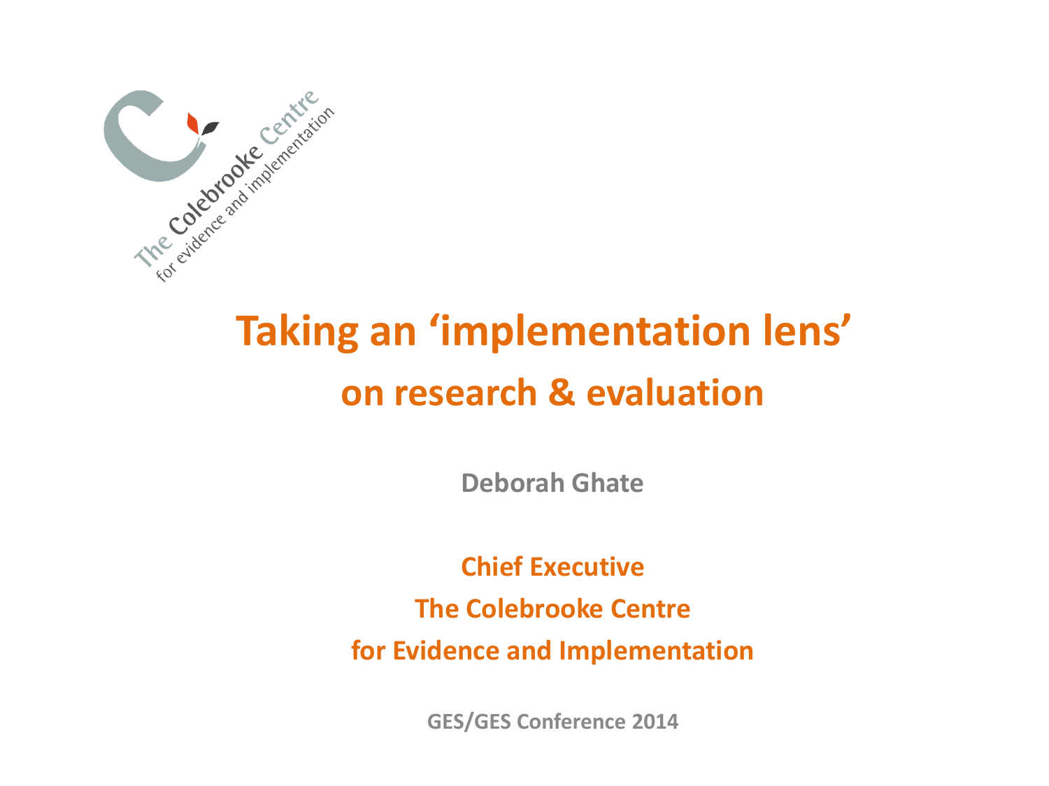The Colebrooke Centre for evidence and implementation

# Taking an 'implementation lens'

## on research & evaluation

**Deborah Ghate**

**Chief Executive**

**The Colebrooke Centre**

**for Evidence and Implementation**

**GES/GES Conference 2014**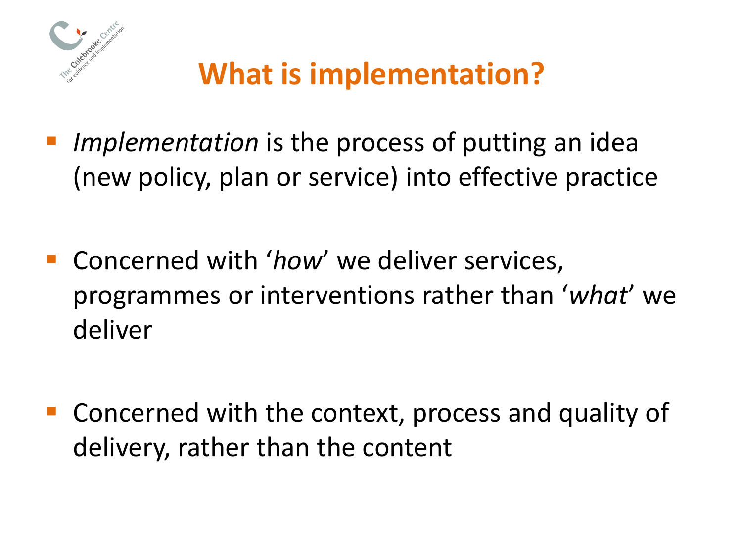# What is implementation?

- *Implementation* is the process of putting an idea (new policy, plan or service) into effective practice

- Concerned with '*how*' we deliver services, programmes or interventions rather than '*what*' we deliver

- Concerned with the context, process and quality of delivery, rather than the content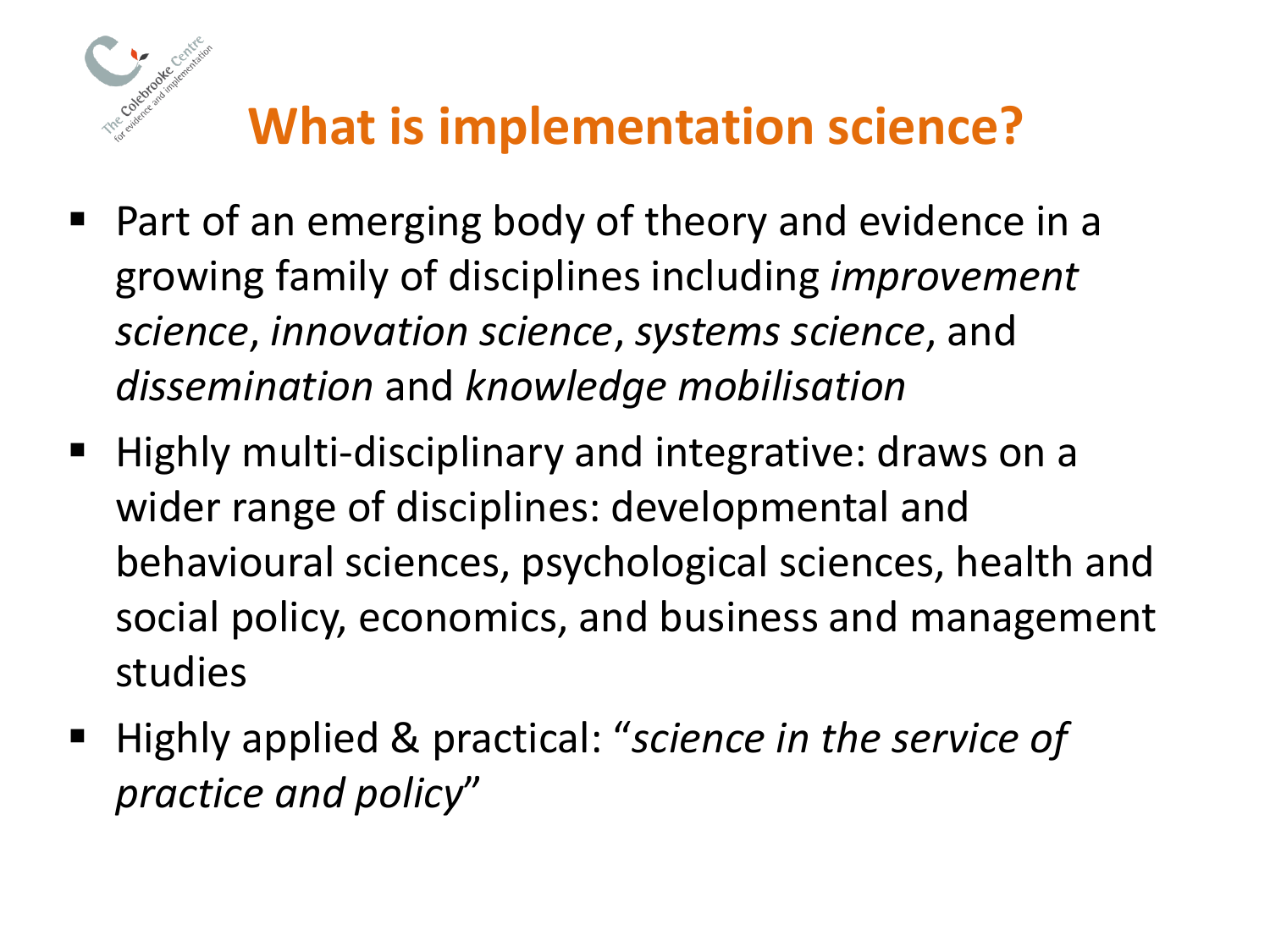# What is implementation science?

- Part of an emerging body of theory and evidence in a growing family of disciplines including *improvement science*, *innovation science*, *systems science*, and *dissemination* and *knowledge mobilisation*
- Highly multi-disciplinary and integrative: draws on a wider range of disciplines: developmental and behavioural sciences, psychological sciences, health and social policy, economics, and business and management studies
- Highly applied & practical: "*science in the service of practice and policy*"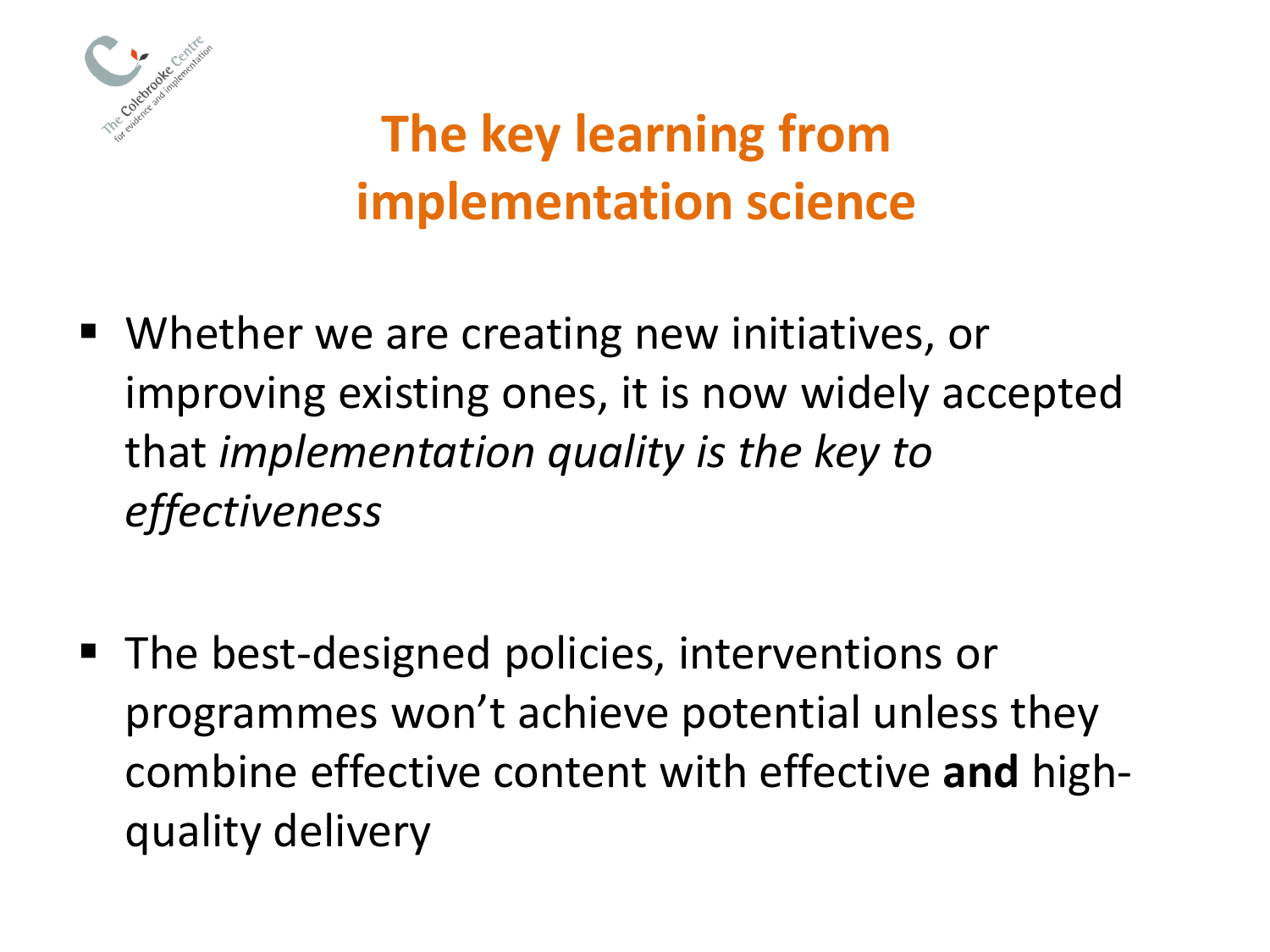# The key learning from implementation science

- Whether we are creating new initiatives, or improving existing ones, it is now widely accepted that *implementation quality is the key to effectiveness*

- The best-designed policies, interventions or programmes won't achieve potential unless they combine effective content with effective **and** high-quality delivery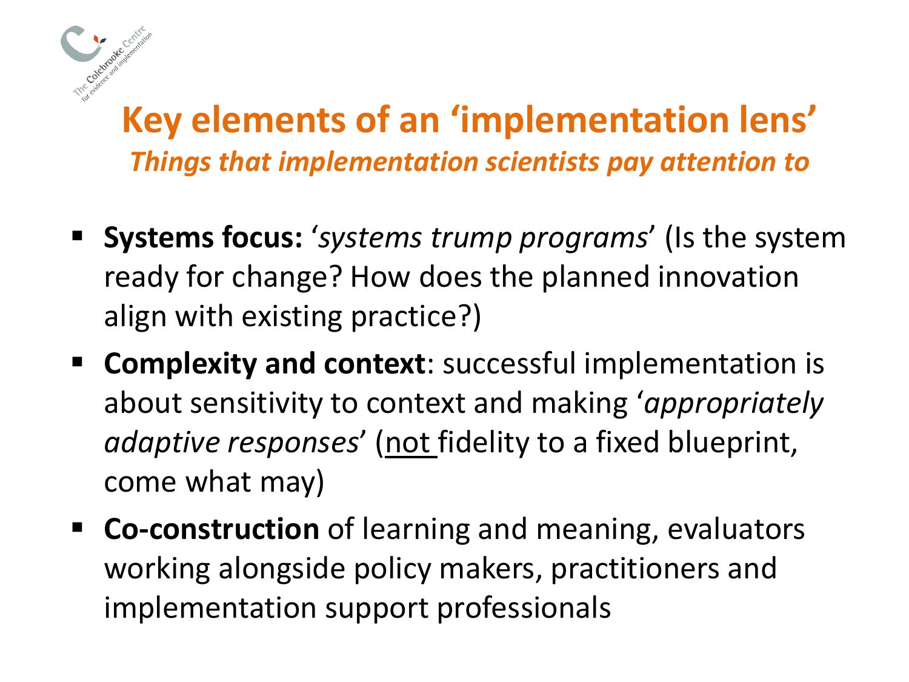# Key elements of an 'implementation lens'

*Things that implementation scientists pay attention to*

- **Systems focus:** '*systems trump programs*' (Is the system ready for change? How does the planned innovation align with existing practice?)
- **Complexity and context**: successful implementation is about sensitivity to context and making '*appropriately adaptive responses*' (<u>not</u> fidelity to a fixed blueprint, come what may)
- **Co-construction** of learning and meaning, evaluators working alongside policy makers, practitioners and implementation support professionals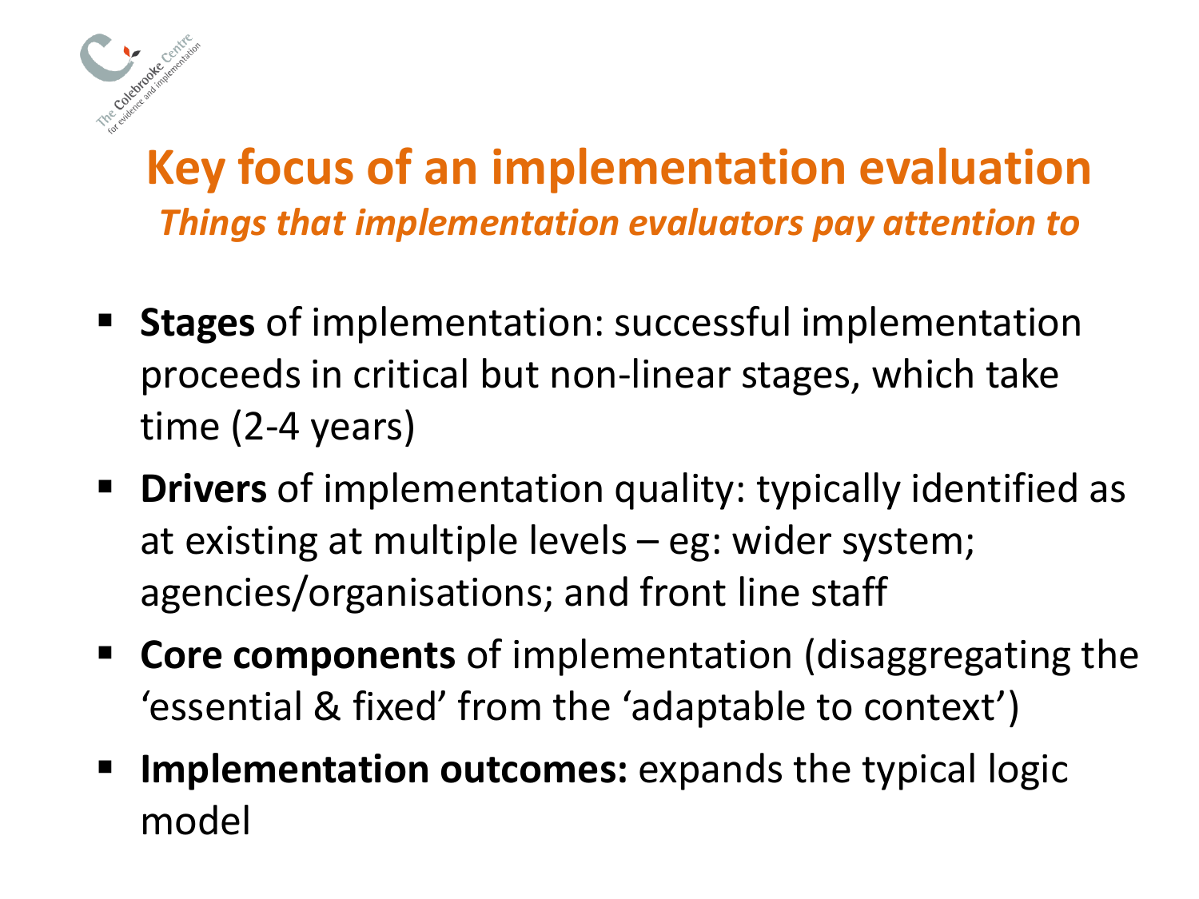# Key focus of an implementation evaluation

*Things that implementation evaluators pay attention to*

- **Stages** of implementation: successful implementation proceeds in critical but non-linear stages, which take time (2-4 years)
- **Drivers** of implementation quality: typically identified as at existing at multiple levels – eg: wider system; agencies/organisations; and front line staff
- **Core components** of implementation (disaggregating the 'essential & fixed' from the 'adaptable to context')
- **Implementation outcomes:** expands the typical logic model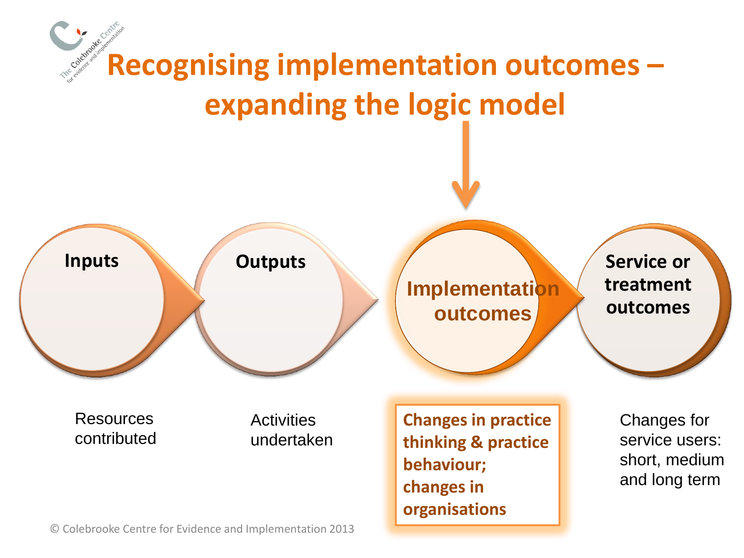# Recognising implementation outcomes – expanding the logic model

**Inputs**

Resources contributed

**Outputs**

Activities undertaken

**Implementation outcomes**

**Changes in practice thinking & practice behaviour; changes in organisations**

**Service or treatment outcomes**

Changes for service users: short, medium and long term

© Colebrooke Centre for Evidence and Implementation 2013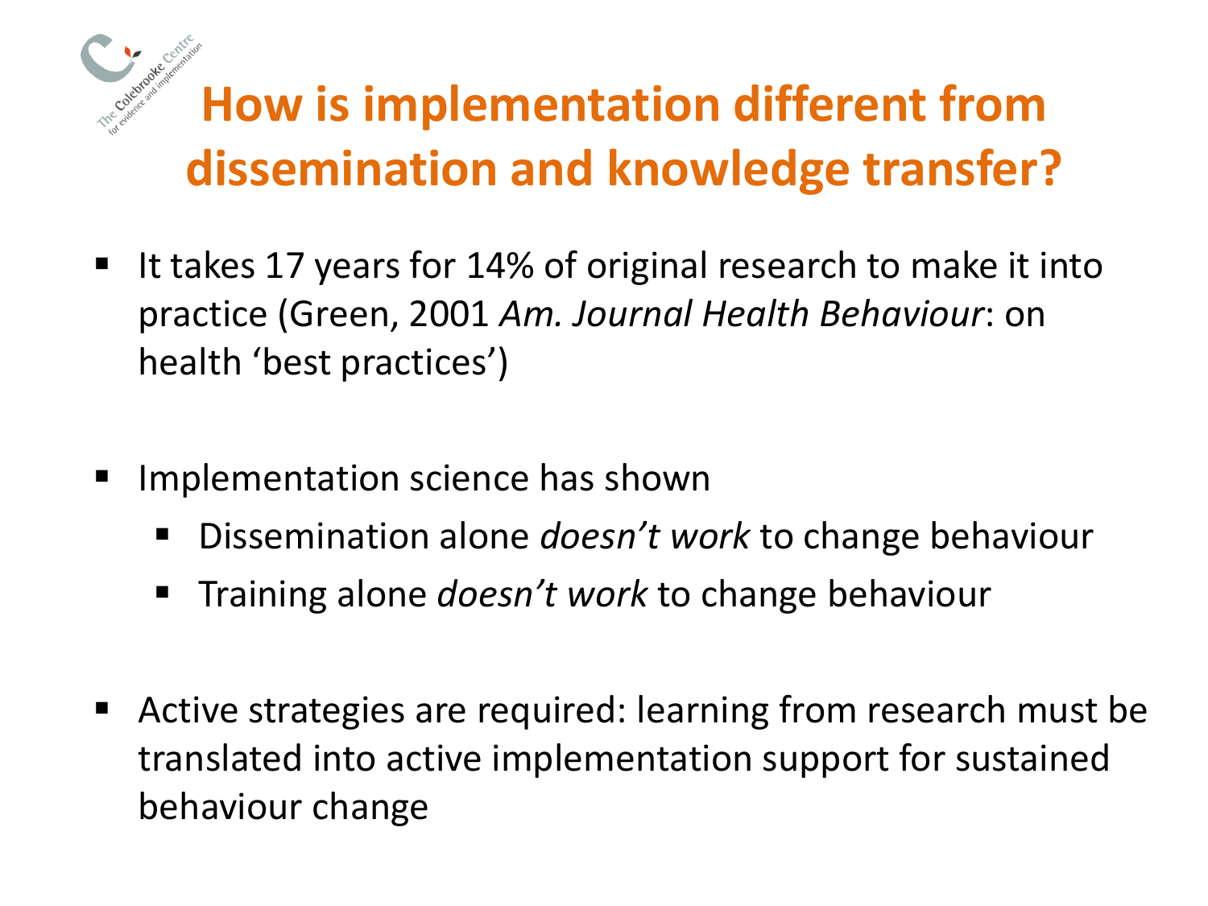# How is implementation different from dissemination and knowledge transfer?

- It takes 17 years for 14% of original research to make it into practice (Green, 2001 *Am. Journal Health Behaviour*: on health 'best practices')

- Implementation science has shown
  - Dissemination alone *doesn't work* to change behaviour
  - Training alone *doesn't work* to change behaviour

- Active strategies are required: learning from research must be translated into active implementation support for sustained behaviour change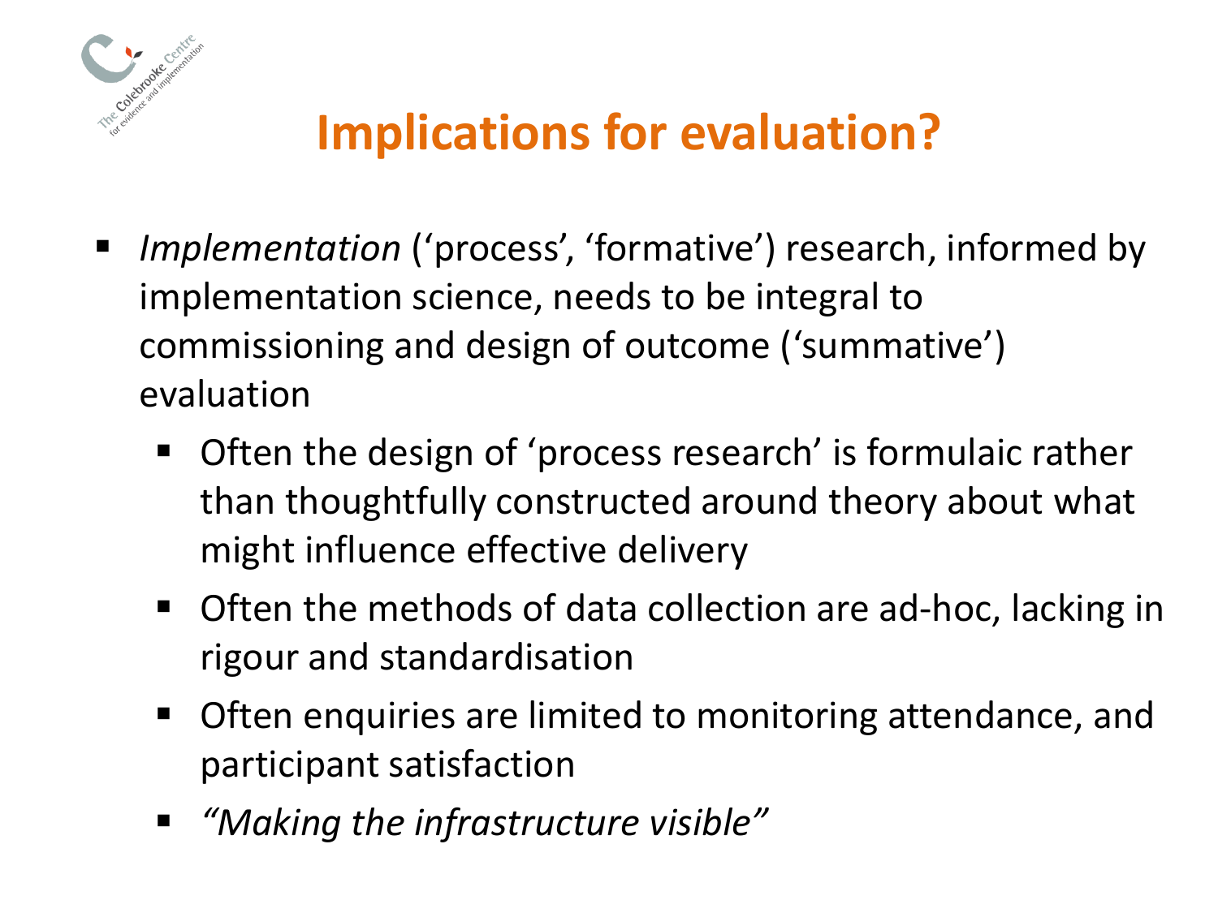# Implications for evaluation?

- *Implementation* ('process', 'formative') research, informed by implementation science, needs to be integral to commissioning and design of outcome ('summative') evaluation
  - Often the design of 'process research' is formulaic rather than thoughtfully constructed around theory about what might influence effective delivery
  - Often the methods of data collection are ad-hoc, lacking in rigour and standardisation
  - Often enquiries are limited to monitoring attendance, and participant satisfaction
  - *"Making the infrastructure visible"*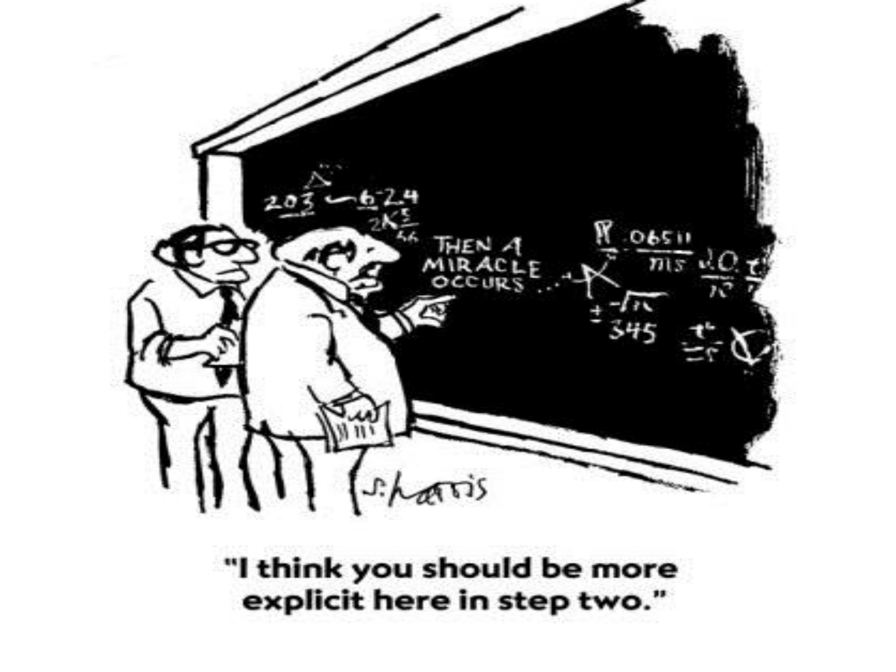"I think you should be more explicit here in step two."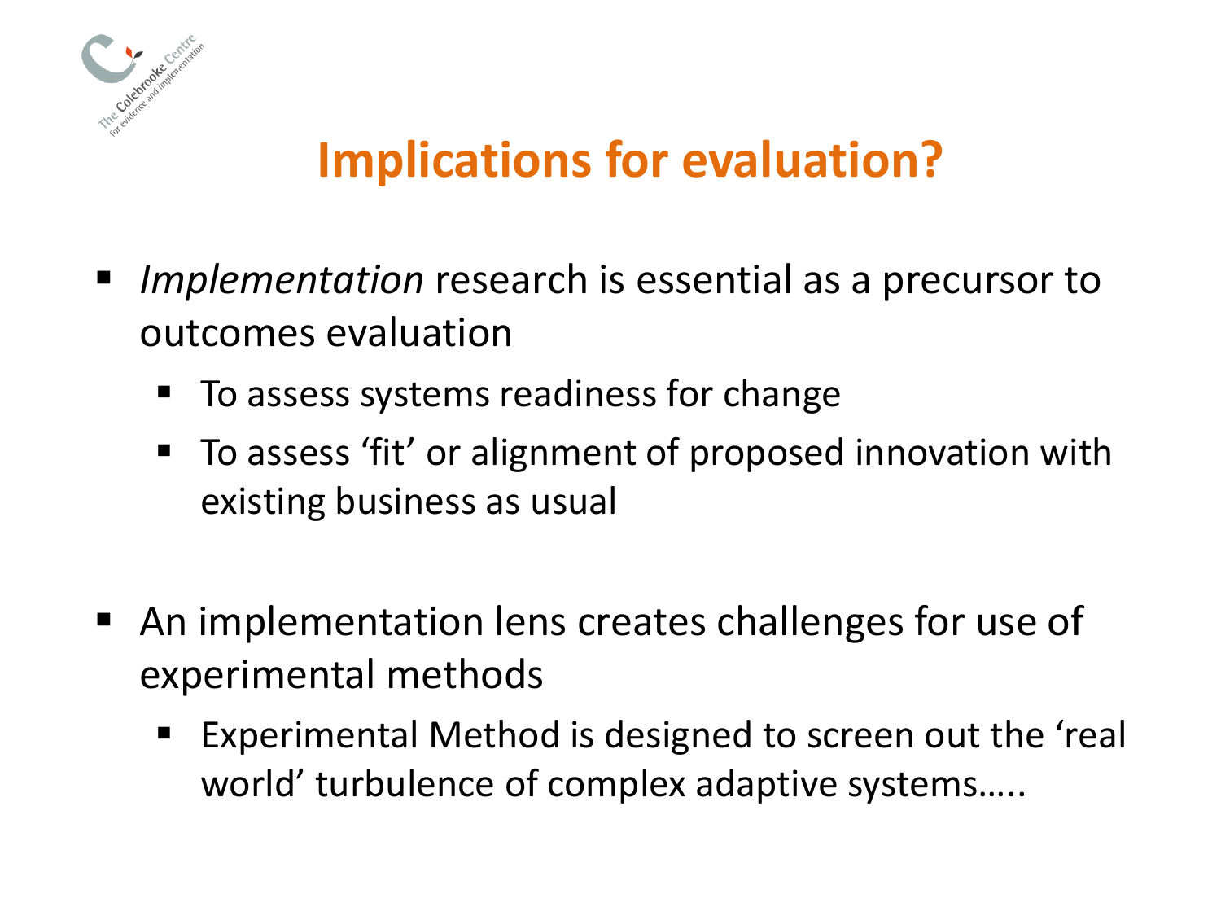# Implications for evaluation?

- *Implementation* research is essential as a precursor to outcomes evaluation
  - To assess systems readiness for change
  - To assess 'fit' or alignment of proposed innovation with existing business as usual

- An implementation lens creates challenges for use of experimental methods
  - Experimental Method is designed to screen out the 'real world' turbulence of complex adaptive systems…..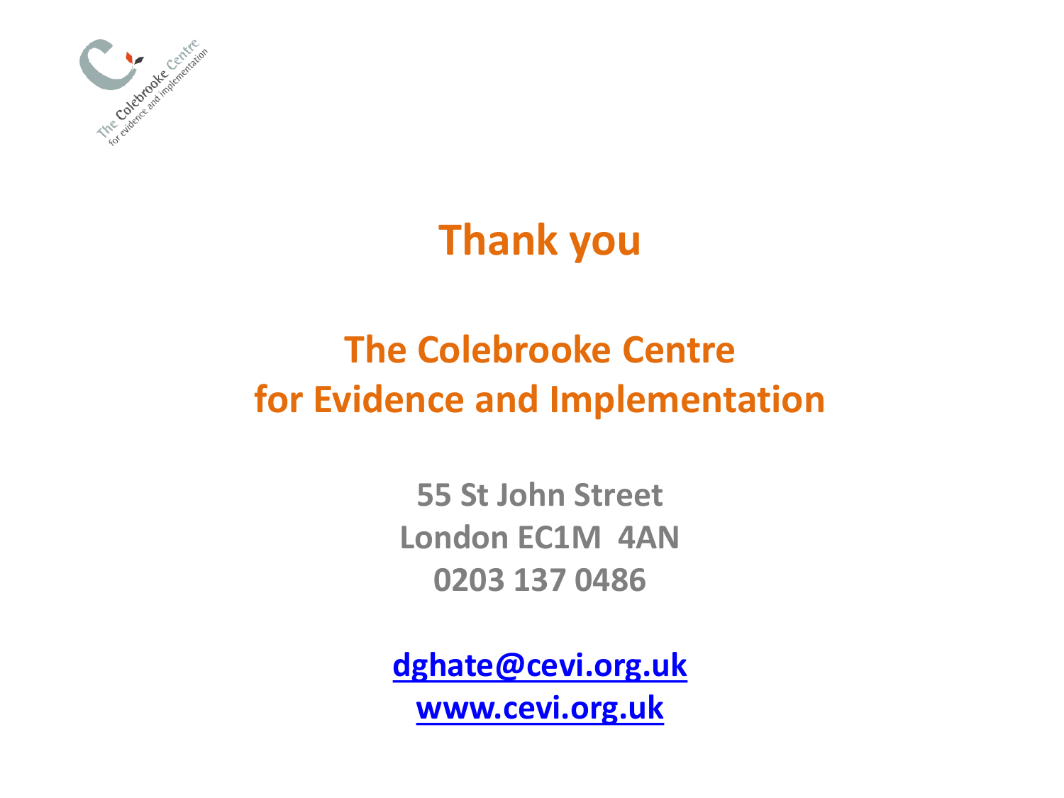# Thank you

## The Colebrooke Centre for Evidence and Implementation

**55 St John Street**
**London EC1M 4AN**
**0203 137 0486**

**dghate@cevi.org.uk**
**www.cevi.org.uk**